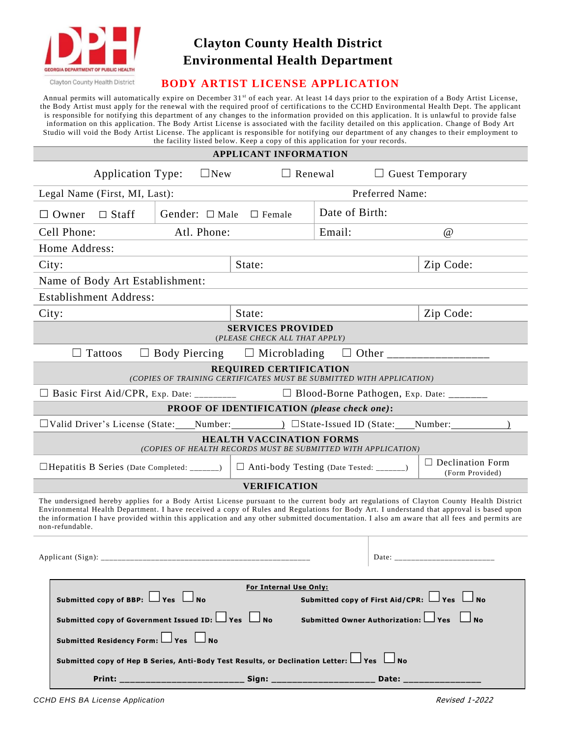GEORGIA DEPARTMENT OF PUBLIC HEALTH

Clayton County Health District

# Clayton County Health District
# Environmental Health Department

## BODY ARTIST LICENSE APPLICATION

Annual permits will automatically expire on December 31st of each year. At least 14 days prior to the expiration of a Body Artist License, the Body Artist must apply for the renewal with the required proof of certifications to the CCHD Environmental Health Dept. The applicant is responsible for notifying this department of any changes to the information provided on this application. It is unlawful to provide false information on this application. The Body Artist License is associated with the facility detailed on this application. Change of Body Art Studio will void the Body Artist License. The applicant is responsible for notifying our department of any changes to their employment to the facility listed below. Keep a copy of this application for your records.

### APPLICANT INFORMATION

Application Type: ☐ New ☐ Renewal ☐ Guest Temporary

| | | |
|---|---|---|
| Legal Name (First, MI, Last): | | Preferred Name: |
| ☐ Owner ☐ Staff | Gender: ☐ Male ☐ Female | Date of Birth: |
| Cell Phone: | Atl. Phone: | Email: @ |
| Home Address: | | |
| City: | State: | Zip Code: |
| Name of Body Art Establishment: | | |
| Establishment Address: | | |
| City: | State: | Zip Code: |

### SERVICES PROVIDED
*(PLEASE CHECK ALL THAT APPLY)*

☐ Tattoos ☐ Body Piercing ☐ Microblading ☐ Other ________________

### REQUIRED CERTIFICATION
*(COPIES OF TRAINING CERTIFICATES MUST BE SUBMITTED WITH APPLICATION)*

☐ Basic First Aid/CPR, Exp. Date: ________ ☐ Blood-Borne Pathogen, Exp. Date: _______

### PROOF OF IDENTIFICATION *(please check one)*:

☐ Valid Driver's License (State:____Number:__________) ☐ State-Issued ID (State:____Number:___________)

### HEALTH VACCINATION FORMS
*(COPIES OF HEALTH RECORDS MUST BE SUBMITTED WITH APPLICATION)*

☐ Hepatitis B Series (Date Completed: ______) ☐ Anti-body Testing (Date Tested: ______) ☐ Declination Form (Form Provided)

### VERIFICATION

The undersigned hereby applies for a Body Artist License pursuant to the current body art regulations of Clayton County Health District Environmental Health Department. I have received a copy of Rules and Regulations for Body Art. I understand that approval is based upon the information I have provided within this application and any other submitted documentation. I also am aware that all fees and permits are non-refundable.

Applicant (Sign): ______________________________________________ Date: ______________________

**For Internal Use Only:**

**Submitted copy of BBP:** ☐ **Yes** ☐ **No** **Submitted copy of First Aid/CPR:** ☐ **Yes** ☐ **No**

**Submitted copy of Government Issued ID:** ☐ **Yes** ☐ **No** **Submitted Owner Authorization:** ☐ **Yes** ☐ **No**

**Submitted Residency Form:** ☐ **Yes** ☐ **No**

**Submitted copy of Hep B Series, Anti-Body Test Results, or Declination Letter:** ☐ **Yes** ☐ **No**

**Print:** _______________________ **Sign:** ___________________ **Date:** ______________

*CCHD EHS BA License Application* *Revised 1-2022*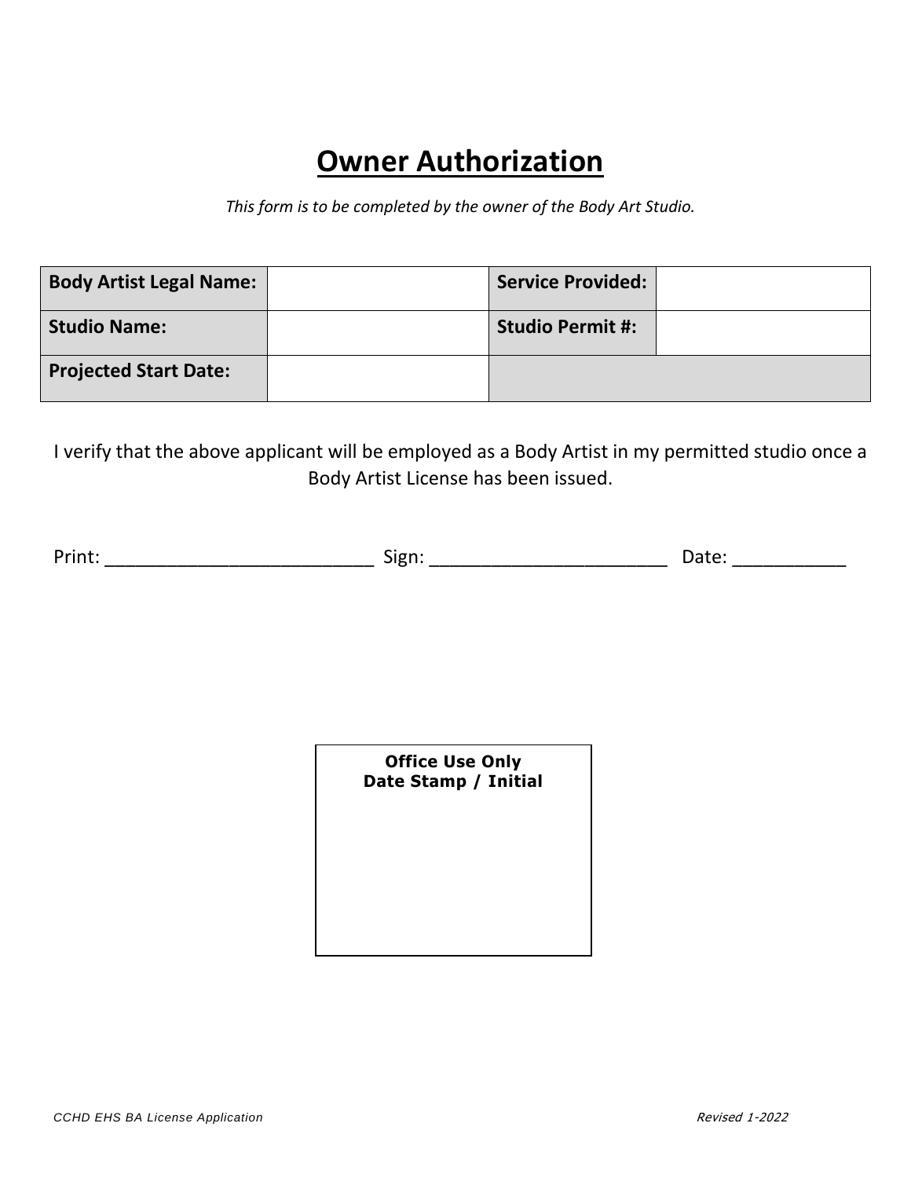# Owner Authorization

*This form is to be completed by the owner of the Body Art Studio.*

| **Body Artist Legal Name:** | | **Service Provided:** | |
|---|---|---|---|
| **Studio Name:** | | **Studio Permit #:** | |
| **Projected Start Date:** | | | |

I verify that the above applicant will be employed as a Body Artist in my permitted studio once a Body Artist License has been issued.

Print: ___________________________ Sign: ________________________ Date: ___________

**Office Use Only**
**Date Stamp / Initial**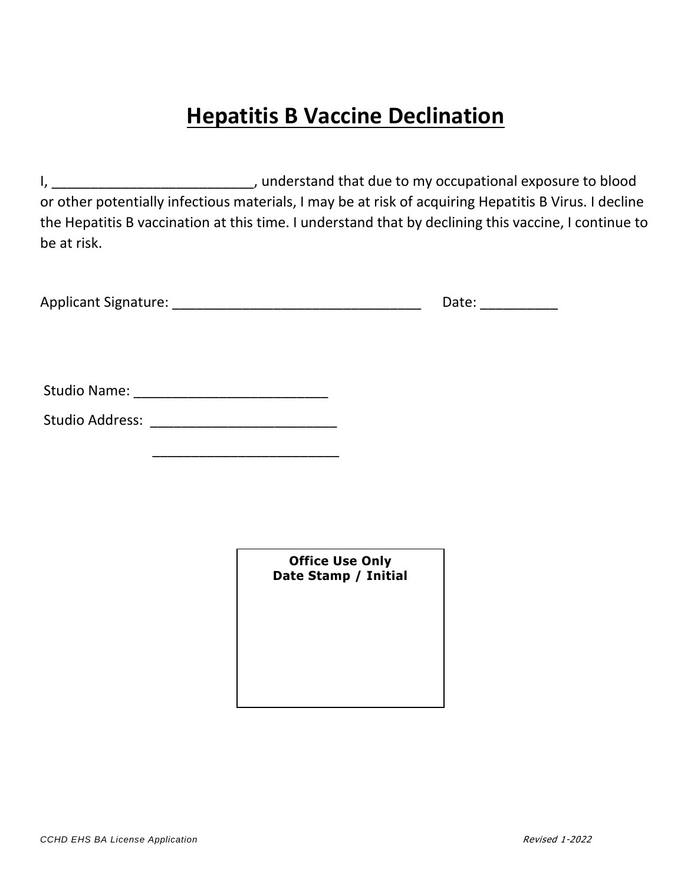# Hepatitis B Vaccine Declination

I, __________________________, understand that due to my occupational exposure to blood or other potentially infectious materials, I may be at risk of acquiring Hepatitis B Virus. I decline the Hepatitis B vaccination at this time. I understand that by declining this vaccine, I continue to be at risk.

Applicant Signature: _________________________________ Date: __________

Studio Name: _________________________

Studio Address: ________________________

________________________

**Office Use Only**
**Date Stamp / Initial**